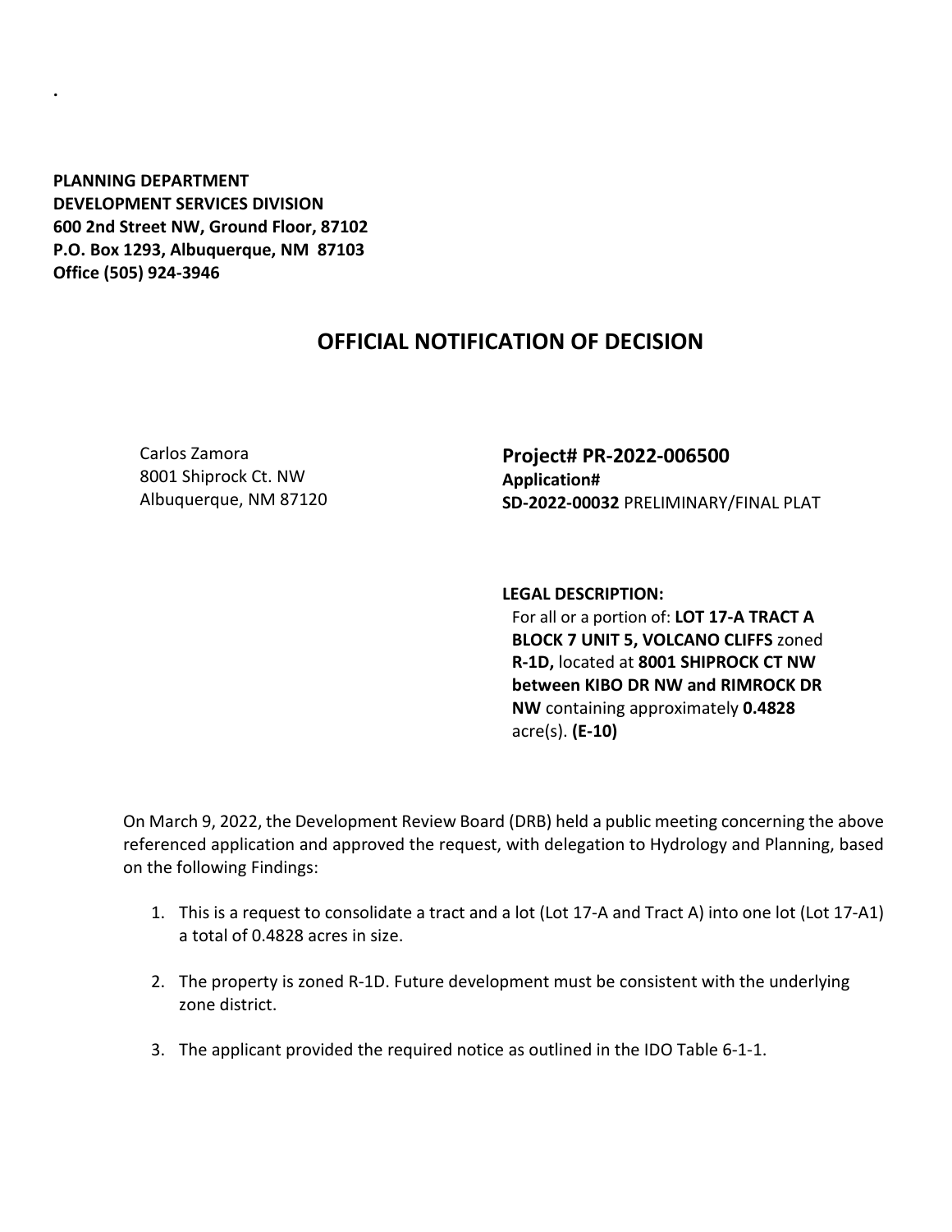.

**PLANNING DEPARTMENT**
**DEVELOPMENT SERVICES DIVISION**
**600 2nd Street NW, Ground Floor, 87102**
**P.O. Box 1293, Albuquerque, NM 87103**
**Office (505) 924-3946**

## OFFICIAL NOTIFICATION OF DECISION

Carlos Zamora
8001 Shiprock Ct. NW
Albuquerque, NM 87120

**Project# PR-2022-006500**
**Application#**
**SD-2022-00032** PRELIMINARY/FINAL PLAT

**LEGAL DESCRIPTION:**
For all or a portion of: **LOT 17-A TRACT A BLOCK 7 UNIT 5, VOLCANO CLIFFS** zoned **R-1D,** located at **8001 SHIPROCK CT NW between KIBO DR NW and RIMROCK DR NW** containing approximately **0.4828** acre(s). **(E-10)**

On March 9, 2022, the Development Review Board (DRB) held a public meeting concerning the above referenced application and approved the request, with delegation to Hydrology and Planning, based on the following Findings:

1. This is a request to consolidate a tract and a lot (Lot 17-A and Tract A) into one lot (Lot 17-A1) a total of 0.4828 acres in size.

2. The property is zoned R-1D. Future development must be consistent with the underlying zone district.

3. The applicant provided the required notice as outlined in the IDO Table 6-1-1.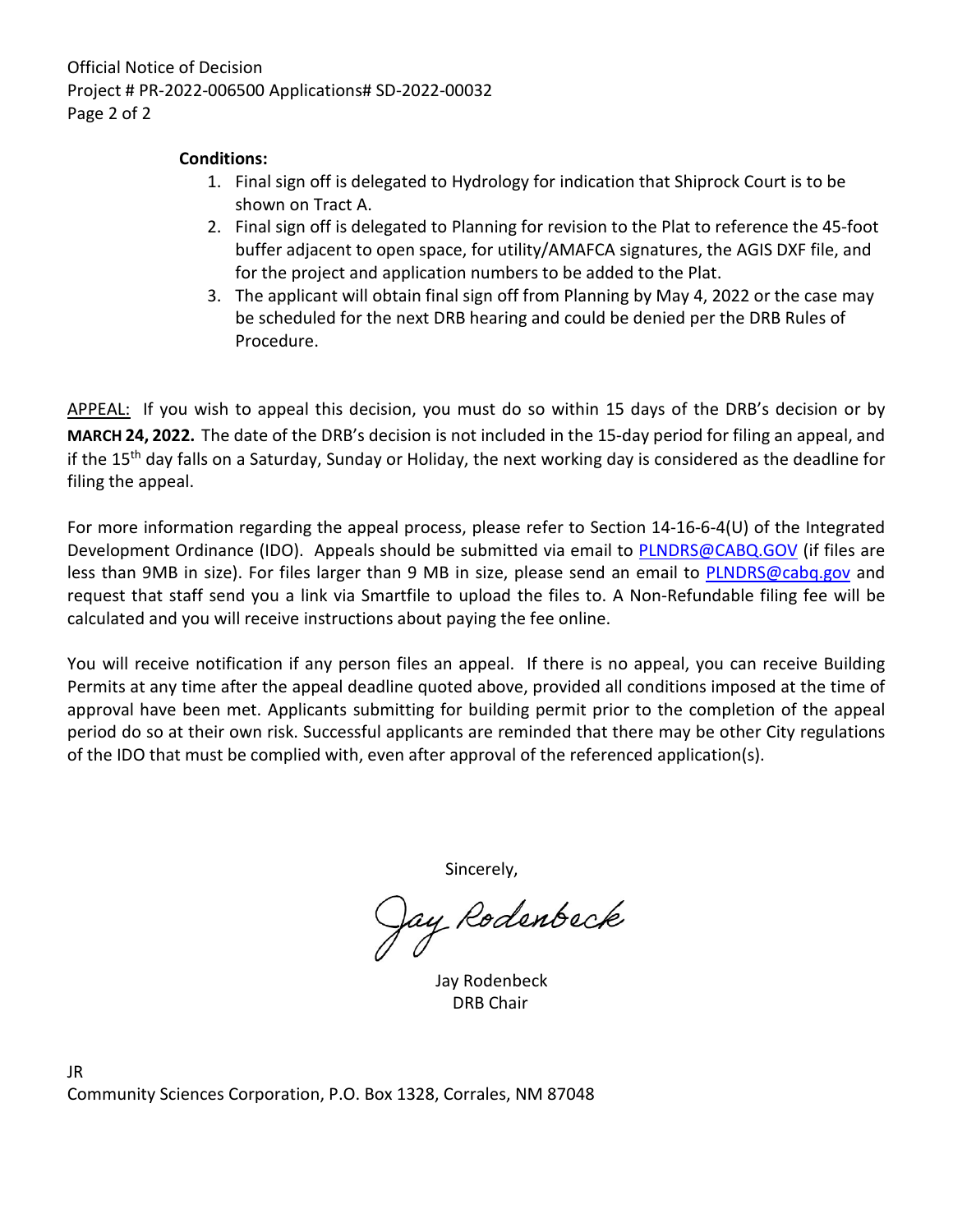**Conditions:**

1. Final sign off is delegated to Hydrology for indication that Shiprock Court is to be shown on Tract A.
2. Final sign off is delegated to Planning for revision to the Plat to reference the 45-foot buffer adjacent to open space, for utility/AMAFCA signatures, the AGIS DXF file, and for the project and application numbers to be added to the Plat.
3. The applicant will obtain final sign off from Planning by May 4, 2022 or the case may be scheduled for the next DRB hearing and could be denied per the DRB Rules of Procedure.

APPEAL: If you wish to appeal this decision, you must do so within 15 days of the DRB's decision or by **MARCH 24, 2022.** The date of the DRB's decision is not included in the 15-day period for filing an appeal, and if the 15th day falls on a Saturday, Sunday or Holiday, the next working day is considered as the deadline for filing the appeal.

For more information regarding the appeal process, please refer to Section 14-16-6-4(U) of the Integrated Development Ordinance (IDO). Appeals should be submitted via email to PLNDRS@CABQ.GOV (if files are less than 9MB in size). For files larger than 9 MB in size, please send an email to PLNDRS@cabq.gov and request that staff send you a link via Smartfile to upload the files to. A Non-Refundable filing fee will be calculated and you will receive instructions about paying the fee online.

You will receive notification if any person files an appeal. If there is no appeal, you can receive Building Permits at any time after the appeal deadline quoted above, provided all conditions imposed at the time of approval have been met. Applicants submitting for building permit prior to the completion of the appeal period do so at their own risk. Successful applicants are reminded that there may be other City regulations of the IDO that must be complied with, even after approval of the referenced application(s).

Sincerely,

Jay Rodenbeck

Jay Rodenbeck
DRB Chair

JR
Community Sciences Corporation, P.O. Box 1328, Corrales, NM 87048